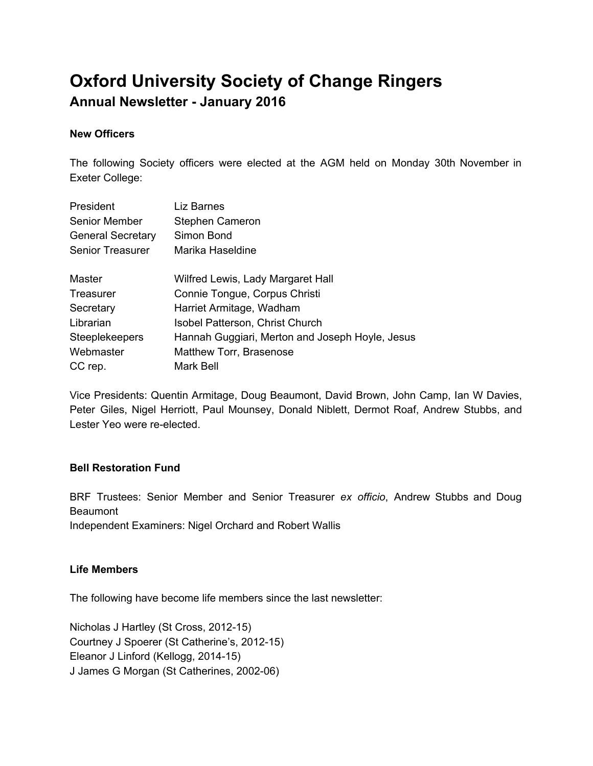# Oxford University Society of Change Ringers

## Annual Newsletter - January 2016

### New Officers

The following Society officers were elected at the AGM held on Monday 30th November in Exeter College:

| | |
|---|---|
| President | Liz Barnes |
| Senior Member | Stephen Cameron |
| General Secretary | Simon Bond |
| Senior Treasurer | Marika Haseldine |

| | |
|---|---|
| Master | Wilfred Lewis, Lady Margaret Hall |
| Treasurer | Connie Tongue, Corpus Christi |
| Secretary | Harriet Armitage, Wadham |
| Librarian | Isobel Patterson, Christ Church |
| Steeplekeepers | Hannah Guggiari, Merton and Joseph Hoyle, Jesus |
| Webmaster | Matthew Torr, Brasenose |
| CC rep. | Mark Bell |

Vice Presidents: Quentin Armitage, Doug Beaumont, David Brown, John Camp, Ian W Davies, Peter Giles, Nigel Herriott, Paul Mounsey, Donald Niblett, Dermot Roaf, Andrew Stubbs, and Lester Yeo were re-elected.

### Bell Restoration Fund

BRF Trustees: Senior Member and Senior Treasurer *ex officio*, Andrew Stubbs and Doug Beaumont

Independent Examiners: Nigel Orchard and Robert Wallis

### Life Members

The following have become life members since the last newsletter:

Nicholas J Hartley (St Cross, 2012-15)
Courtney J Spoerer (St Catherine's, 2012-15)
Eleanor J Linford (Kellogg, 2014-15)
J James G Morgan (St Catherines, 2002-06)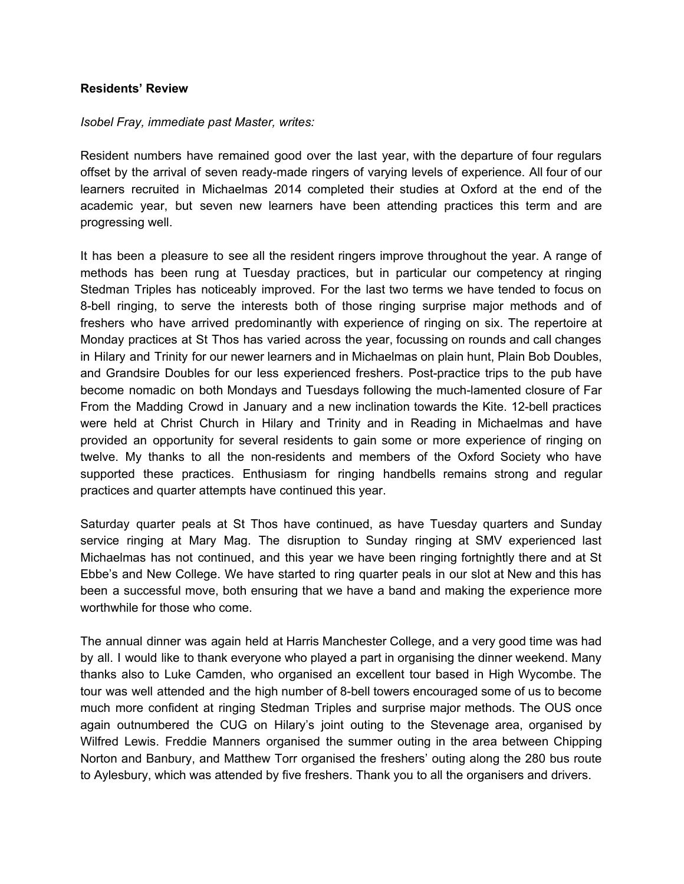**Residents' Review**

*Isobel Fray, immediate past Master, writes:*

Resident numbers have remained good over the last year, with the departure of four regulars offset by the arrival of seven ready-made ringers of varying levels of experience. All four of our learners recruited in Michaelmas 2014 completed their studies at Oxford at the end of the academic year, but seven new learners have been attending practices this term and are progressing well.

It has been a pleasure to see all the resident ringers improve throughout the year. A range of methods has been rung at Tuesday practices, but in particular our competency at ringing Stedman Triples has noticeably improved. For the last two terms we have tended to focus on 8-bell ringing, to serve the interests both of those ringing surprise major methods and of freshers who have arrived predominantly with experience of ringing on six. The repertoire at Monday practices at St Thos has varied across the year, focussing on rounds and call changes in Hilary and Trinity for our newer learners and in Michaelmas on plain hunt, Plain Bob Doubles, and Grandsire Doubles for our less experienced freshers. Post-practice trips to the pub have become nomadic on both Mondays and Tuesdays following the much-lamented closure of Far From the Madding Crowd in January and a new inclination towards the Kite. 12-bell practices were held at Christ Church in Hilary and Trinity and in Reading in Michaelmas and have provided an opportunity for several residents to gain some or more experience of ringing on twelve. My thanks to all the non-residents and members of the Oxford Society who have supported these practices. Enthusiasm for ringing handbells remains strong and regular practices and quarter attempts have continued this year.

Saturday quarter peals at St Thos have continued, as have Tuesday quarters and Sunday service ringing at Mary Mag. The disruption to Sunday ringing at SMV experienced last Michaelmas has not continued, and this year we have been ringing fortnightly there and at St Ebbe's and New College. We have started to ring quarter peals in our slot at New and this has been a successful move, both ensuring that we have a band and making the experience more worthwhile for those who come.

The annual dinner was again held at Harris Manchester College, and a very good time was had by all. I would like to thank everyone who played a part in organising the dinner weekend. Many thanks also to Luke Camden, who organised an excellent tour based in High Wycombe. The tour was well attended and the high number of 8-bell towers encouraged some of us to become much more confident at ringing Stedman Triples and surprise major methods. The OUS once again outnumbered the CUG on Hilary's joint outing to the Stevenage area, organised by Wilfred Lewis. Freddie Manners organised the summer outing in the area between Chipping Norton and Banbury, and Matthew Torr organised the freshers' outing along the 280 bus route to Aylesbury, which was attended by five freshers. Thank you to all the organisers and drivers.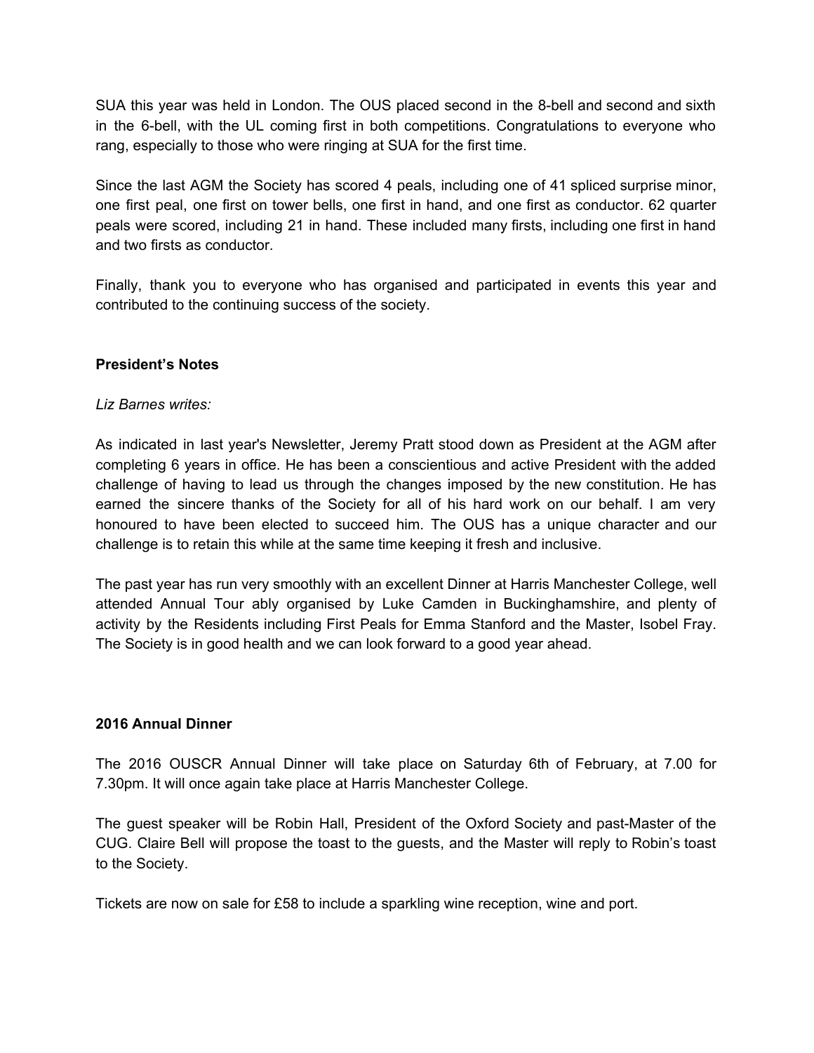SUA this year was held in London. The OUS placed second in the 8-bell and second and sixth in the 6-bell, with the UL coming first in both competitions. Congratulations to everyone who rang, especially to those who were ringing at SUA for the first time.

Since the last AGM the Society has scored 4 peals, including one of 41 spliced surprise minor, one first peal, one first on tower bells, one first in hand, and one first as conductor. 62 quarter peals were scored, including 21 in hand. These included many firsts, including one first in hand and two firsts as conductor.

Finally, thank you to everyone who has organised and participated in events this year and contributed to the continuing success of the society.

**President's Notes**

*Liz Barnes writes:*

As indicated in last year's Newsletter, Jeremy Pratt stood down as President at the AGM after completing 6 years in office. He has been a conscientious and active President with the added challenge of having to lead us through the changes imposed by the new constitution. He has earned the sincere thanks of the Society for all of his hard work on our behalf. I am very honoured to have been elected to succeed him. The OUS has a unique character and our challenge is to retain this while at the same time keeping it fresh and inclusive.

The past year has run very smoothly with an excellent Dinner at Harris Manchester College, well attended Annual Tour ably organised by Luke Camden in Buckinghamshire, and plenty of activity by the Residents including First Peals for Emma Stanford and the Master, Isobel Fray. The Society is in good health and we can look forward to a good year ahead.

**2016 Annual Dinner**

The 2016 OUSCR Annual Dinner will take place on Saturday 6th of February, at 7.00 for 7.30pm. It will once again take place at Harris Manchester College.

The guest speaker will be Robin Hall, President of the Oxford Society and past-Master of the CUG. Claire Bell will propose the toast to the guests, and the Master will reply to Robin's toast to the Society.

Tickets are now on sale for £58 to include a sparkling wine reception, wine and port.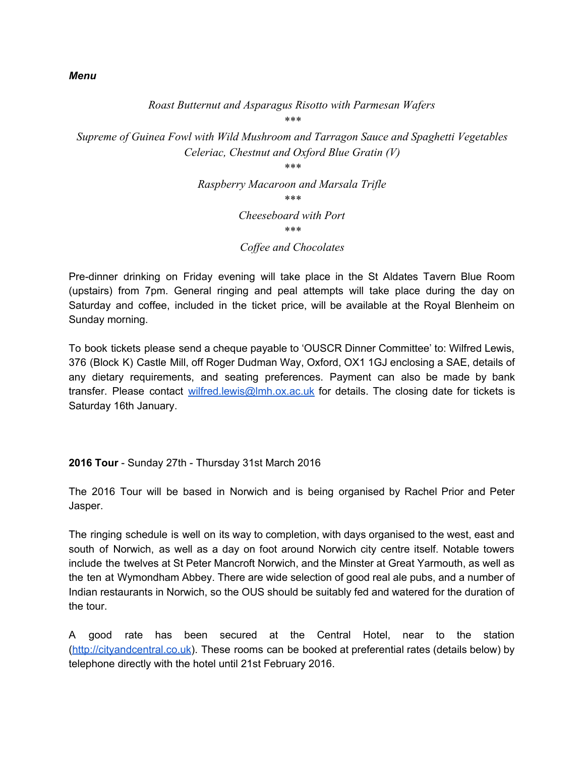***Menu***

*Roast Butternut and Asparagus Risotto with Parmesan Wafers*

*\*\*\**

*Supreme of Guinea Fowl with Wild Mushroom and Tarragon Sauce and Spaghetti Vegetables*

*Celeriac, Chestnut and Oxford Blue Gratin (V)*

*\*\*\**

*Raspberry Macaroon and Marsala Trifle*

*\*\*\**

*Cheeseboard with Port*

*\*\*\**

*Coffee and Chocolates*

Pre-dinner drinking on Friday evening will take place in the St Aldates Tavern Blue Room (upstairs) from 7pm. General ringing and peal attempts will take place during the day on Saturday and coffee, included in the ticket price, will be available at the Royal Blenheim on Sunday morning.

To book tickets please send a cheque payable to 'OUSCR Dinner Committee' to: Wilfred Lewis, 376 (Block K) Castle Mill, off Roger Dudman Way, Oxford, OX1 1GJ enclosing a SAE, details of any dietary requirements, and seating preferences. Payment can also be made by bank transfer. Please contact [wilfred.lewis@lmh.ox.ac.uk](mailto:wilfred.lewis@lmh.ox.ac.uk) for details. The closing date for tickets is Saturday 16th January.

**2016 Tour** - Sunday 27th - Thursday 31st March 2016

The 2016 Tour will be based in Norwich and is being organised by Rachel Prior and Peter Jasper.

The ringing schedule is well on its way to completion, with days organised to the west, east and south of Norwich, as well as a day on foot around Norwich city centre itself. Notable towers include the twelves at St Peter Mancroft Norwich, and the Minster at Great Yarmouth, as well as the ten at Wymondham Abbey. There are wide selection of good real ale pubs, and a number of Indian restaurants in Norwich, so the OUS should be suitably fed and watered for the duration of the tour.

A good rate has been secured at the Central Hotel, near to the station ([http://cityandcentral.co.uk](http://cityandcentral.co.uk)). These rooms can be booked at preferential rates (details below) by telephone directly with the hotel until 21st February 2016.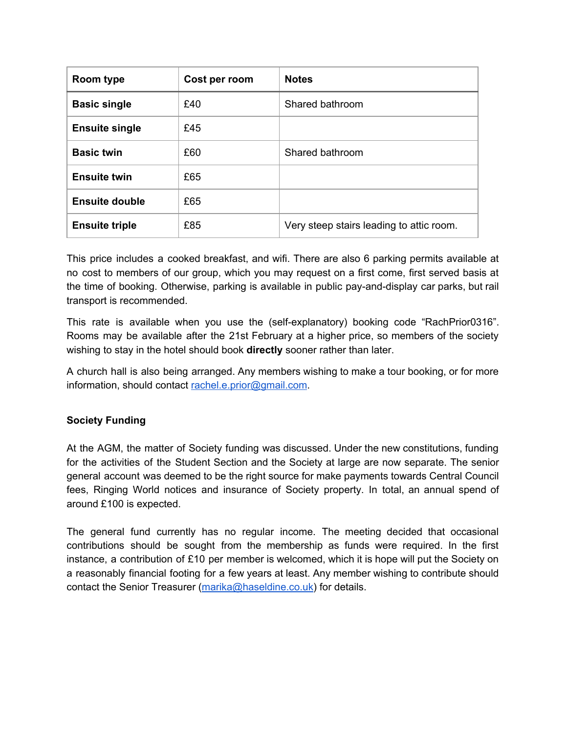| Room type | Cost per room | Notes |
| --- | --- | --- |
| **Basic single** | £40 | Shared bathroom |
| **Ensuite single** | £45 | |
| **Basic twin** | £60 | Shared bathroom |
| **Ensuite twin** | £65 | |
| **Ensuite double** | £65 | |
| **Ensuite triple** | £85 | Very steep stairs leading to attic room. |

This price includes a cooked breakfast, and wifi. There are also 6 parking permits available at no cost to members of our group, which you may request on a first come, first served basis at the time of booking. Otherwise, parking is available in public pay-and-display car parks, but rail transport is recommended.

This rate is available when you use the (self-explanatory) booking code "RachPrior0316". Rooms may be available after the 21st February at a higher price, so members of the society wishing to stay in the hotel should book **directly** sooner rather than later.

A church hall is also being arranged. Any members wishing to make a tour booking, or for more information, should contact rachel.e.prior@gmail.com.

**Society Funding**

At the AGM, the matter of Society funding was discussed. Under the new constitutions, funding for the activities of the Student Section and the Society at large are now separate. The senior general account was deemed to be the right source for make payments towards Central Council fees, Ringing World notices and insurance of Society property. In total, an annual spend of around £100 is expected.

The general fund currently has no regular income. The meeting decided that occasional contributions should be sought from the membership as funds were required. In the first instance, a contribution of £10 per member is welcomed, which it is hope will put the Society on a reasonably financial footing for a few years at least. Any member wishing to contribute should contact the Senior Treasurer (marika@haseldine.co.uk) for details.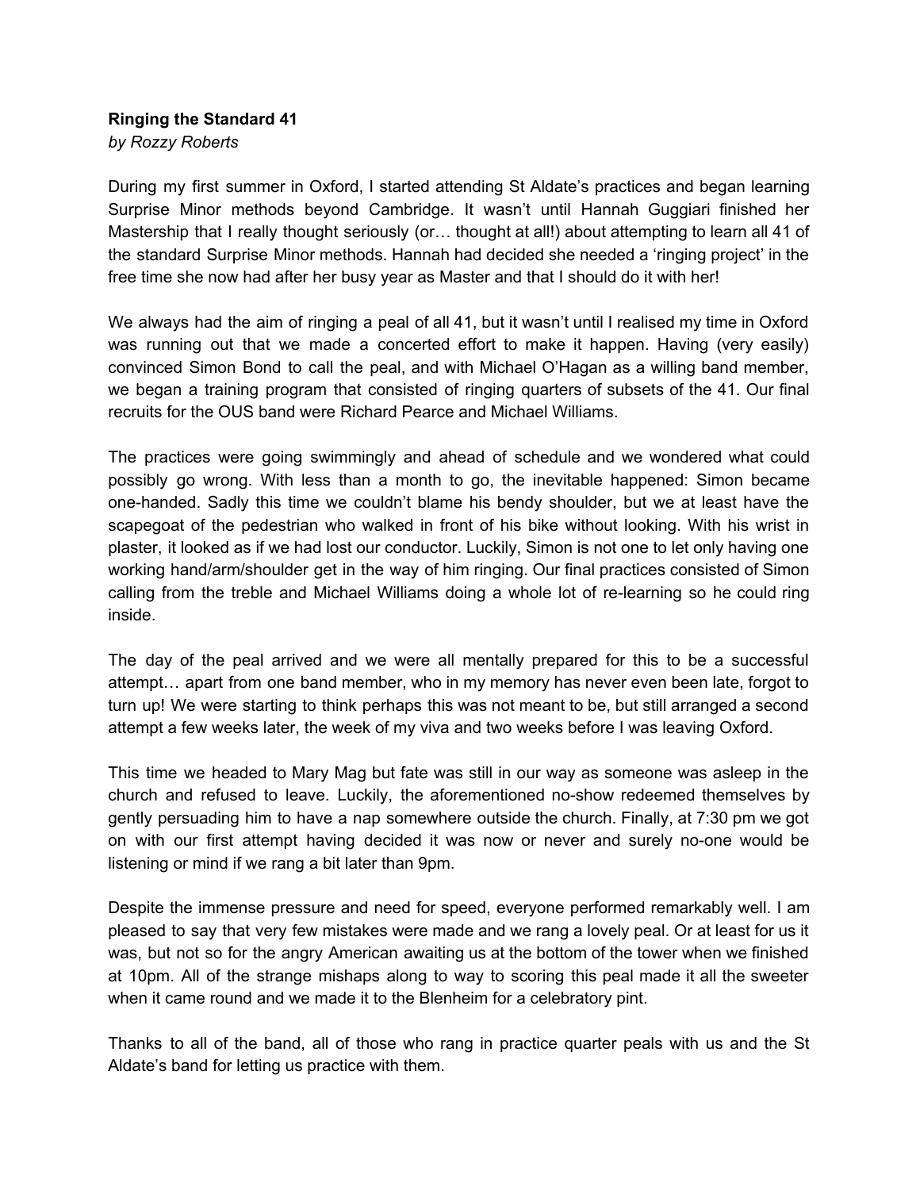**Ringing the Standard 41**

*by Rozzy Roberts*

During my first summer in Oxford, I started attending St Aldate's practices and began learning Surprise Minor methods beyond Cambridge. It wasn't until Hannah Guggiari finished her Mastership that I really thought seriously (or… thought at all!) about attempting to learn all 41 of the standard Surprise Minor methods. Hannah had decided she needed a 'ringing project' in the free time she now had after her busy year as Master and that I should do it with her!

We always had the aim of ringing a peal of all 41, but it wasn't until I realised my time in Oxford was running out that we made a concerted effort to make it happen. Having (very easily) convinced Simon Bond to call the peal, and with Michael O'Hagan as a willing band member, we began a training program that consisted of ringing quarters of subsets of the 41. Our final recruits for the OUS band were Richard Pearce and Michael Williams.

The practices were going swimmingly and ahead of schedule and we wondered what could possibly go wrong. With less than a month to go, the inevitable happened: Simon became one-handed. Sadly this time we couldn't blame his bendy shoulder, but we at least have the scapegoat of the pedestrian who walked in front of his bike without looking. With his wrist in plaster, it looked as if we had lost our conductor. Luckily, Simon is not one to let only having one working hand/arm/shoulder get in the way of him ringing. Our final practices consisted of Simon calling from the treble and Michael Williams doing a whole lot of re-learning so he could ring inside.

The day of the peal arrived and we were all mentally prepared for this to be a successful attempt… apart from one band member, who in my memory has never even been late, forgot to turn up! We were starting to think perhaps this was not meant to be, but still arranged a second attempt a few weeks later, the week of my viva and two weeks before I was leaving Oxford.

This time we headed to Mary Mag but fate was still in our way as someone was asleep in the church and refused to leave. Luckily, the aforementioned no-show redeemed themselves by gently persuading him to have a nap somewhere outside the church. Finally, at 7:30 pm we got on with our first attempt having decided it was now or never and surely no-one would be listening or mind if we rang a bit later than 9pm.

Despite the immense pressure and need for speed, everyone performed remarkably well. I am pleased to say that very few mistakes were made and we rang a lovely peal. Or at least for us it was, but not so for the angry American awaiting us at the bottom of the tower when we finished at 10pm. All of the strange mishaps along to way to scoring this peal made it all the sweeter when it came round and we made it to the Blenheim for a celebratory pint.

Thanks to all of the band, all of those who rang in practice quarter peals with us and the St Aldate's band for letting us practice with them.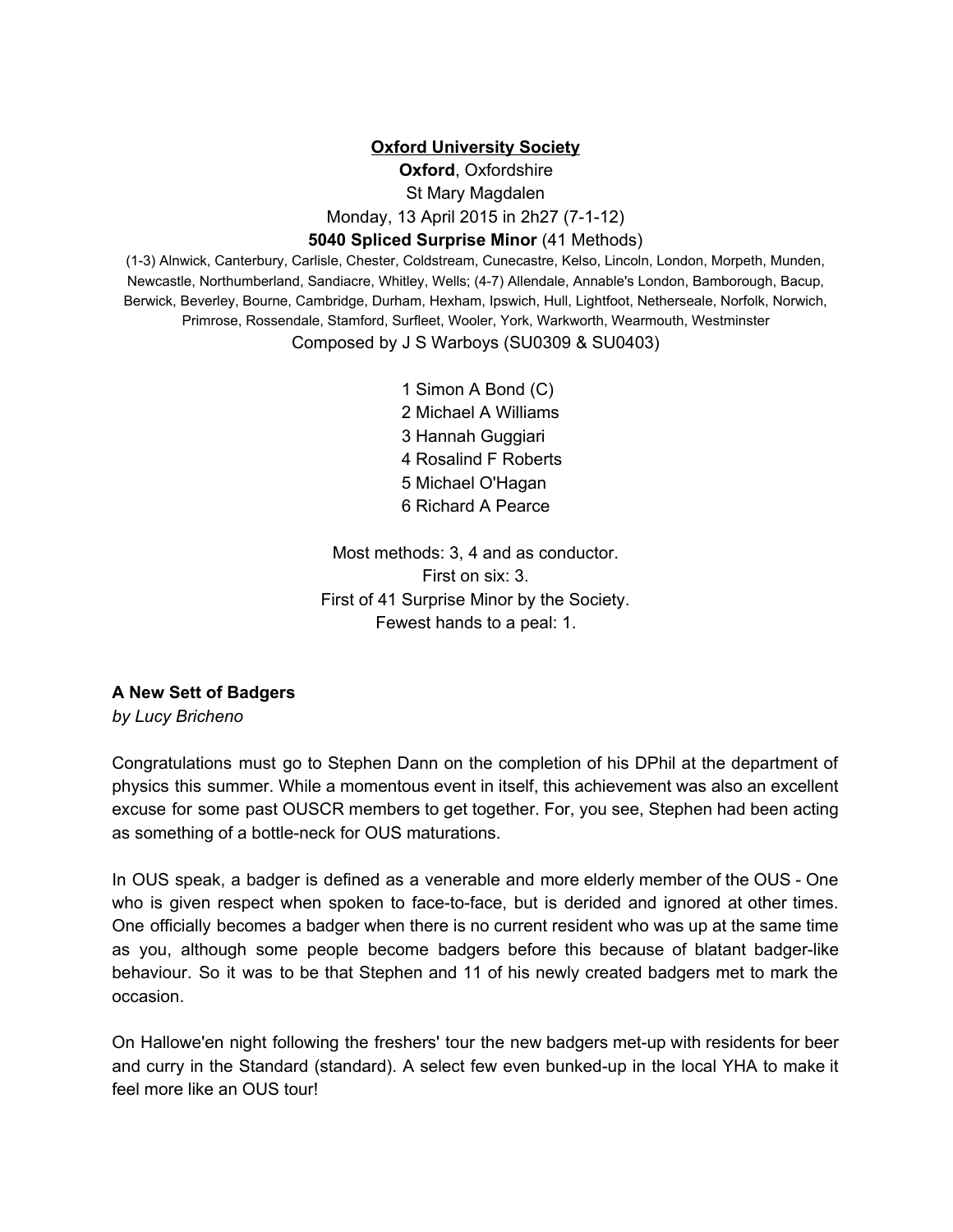**Oxford University Society**

**Oxford**, Oxfordshire

St Mary Magdalen

Monday, 13 April 2015 in 2h27 (7-1-12)

**5040 Spliced Surprise Minor** (41 Methods)

(1-3) Alnwick, Canterbury, Carlisle, Chester, Coldstream, Cunecastre, Kelso, Lincoln, London, Morpeth, Munden, Newcastle, Northumberland, Sandiacre, Whitley, Wells; (4-7) Allendale, Annable's London, Bamborough, Bacup, Berwick, Beverley, Bourne, Cambridge, Durham, Hexham, Ipswich, Hull, Lightfoot, Netherseale, Norfolk, Norwich, Primrose, Rossendale, Stamford, Surfleet, Wooler, York, Warkworth, Wearmouth, Westminster

Composed by J S Warboys (SU0309 & SU0403)

1 Simon A Bond (C)
2 Michael A Williams
3 Hannah Guggiari
4 Rosalind F Roberts
5 Michael O'Hagan
6 Richard A Pearce

Most methods: 3, 4 and as conductor.
First on six: 3.
First of 41 Surprise Minor by the Society.
Fewest hands to a peal: 1.

## A New Sett of Badgers

*by Lucy Bricheno*

Congratulations must go to Stephen Dann on the completion of his DPhil at the department of physics this summer. While a momentous event in itself, this achievement was also an excellent excuse for some past OUSCR members to get together. For, you see, Stephen had been acting as something of a bottle-neck for OUS maturations.

In OUS speak, a badger is defined as a venerable and more elderly member of the OUS - One who is given respect when spoken to face-to-face, but is derided and ignored at other times. One officially becomes a badger when there is no current resident who was up at the same time as you, although some people become badgers before this because of blatant badger-like behaviour. So it was to be that Stephen and 11 of his newly created badgers met to mark the occasion.

On Hallowe'en night following the freshers' tour the new badgers met-up with residents for beer and curry in the Standard (standard). A select few even bunked-up in the local YHA to make it feel more like an OUS tour!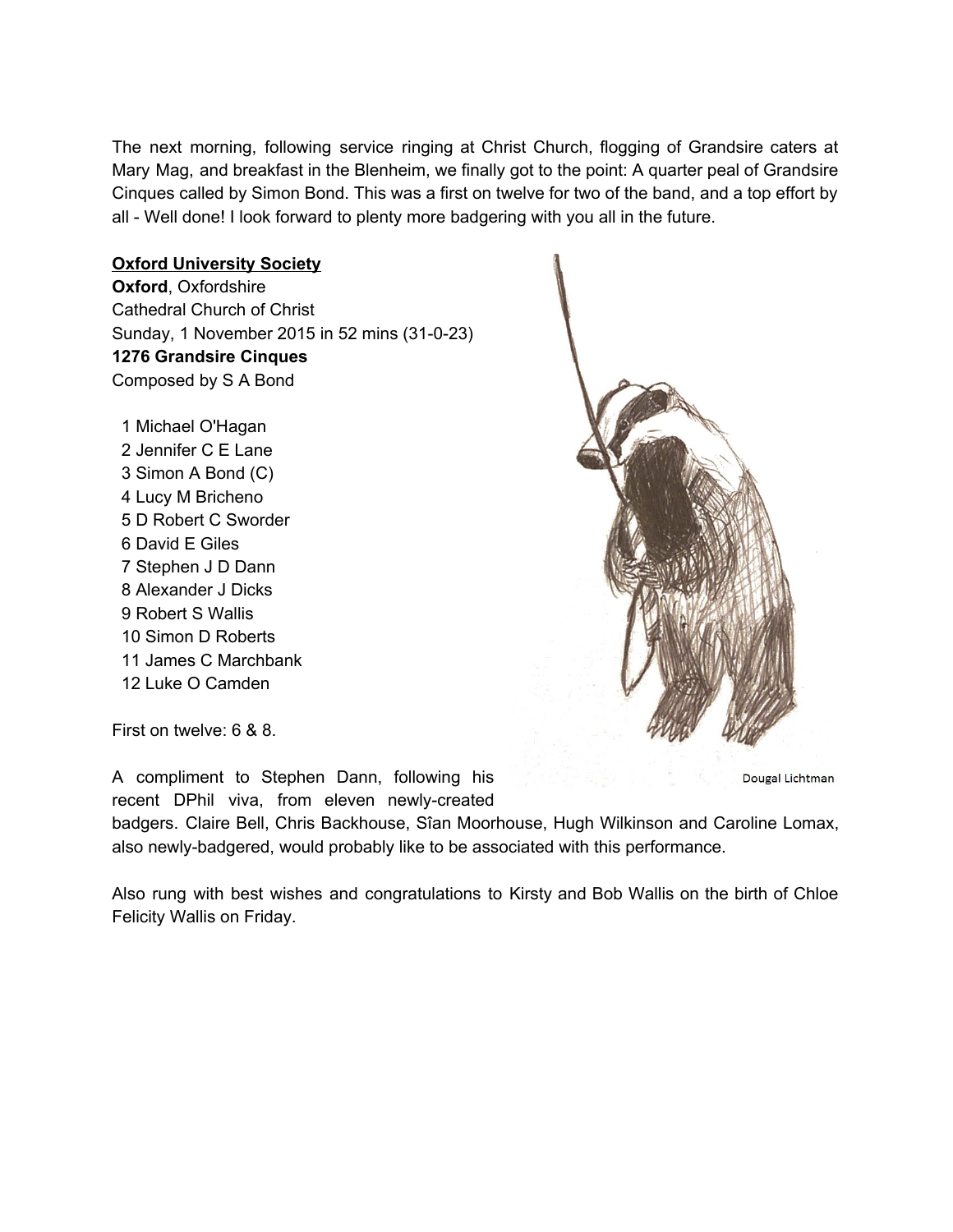The next morning, following service ringing at Christ Church, flogging of Grandsire caters at Mary Mag, and breakfast in the Blenheim, we finally got to the point: A quarter peal of Grandsire Cinques called by Simon Bond. This was a first on twelve for two of the band, and a top effort by all - Well done! I look forward to plenty more badgering with you all in the future.

**Oxford University Society**
**Oxford**, Oxfordshire
Cathedral Church of Christ
Sunday, 1 November 2015 in 52 mins (31-0-23)
**1276 Grandsire Cinques**
Composed by S A Bond

1 Michael O'Hagan
2 Jennifer C E Lane
3 Simon A Bond (C)
4 Lucy M Bricheno
5 D Robert C Sworder
6 David E Giles
7 Stephen J D Dann
8 Alexander J Dicks
9 Robert S Wallis
10 Simon D Roberts
11 James C Marchbank
12 Luke O Camden

First on twelve: 6 & 8.

Dougal Lichtman

A compliment to Stephen Dann, following his recent DPhil viva, from eleven newly-created badgers. Claire Bell, Chris Backhouse, Sîan Moorhouse, Hugh Wilkinson and Caroline Lomax, also newly-badgered, would probably like to be associated with this performance.

Also rung with best wishes and congratulations to Kirsty and Bob Wallis on the birth of Chloe Felicity Wallis on Friday.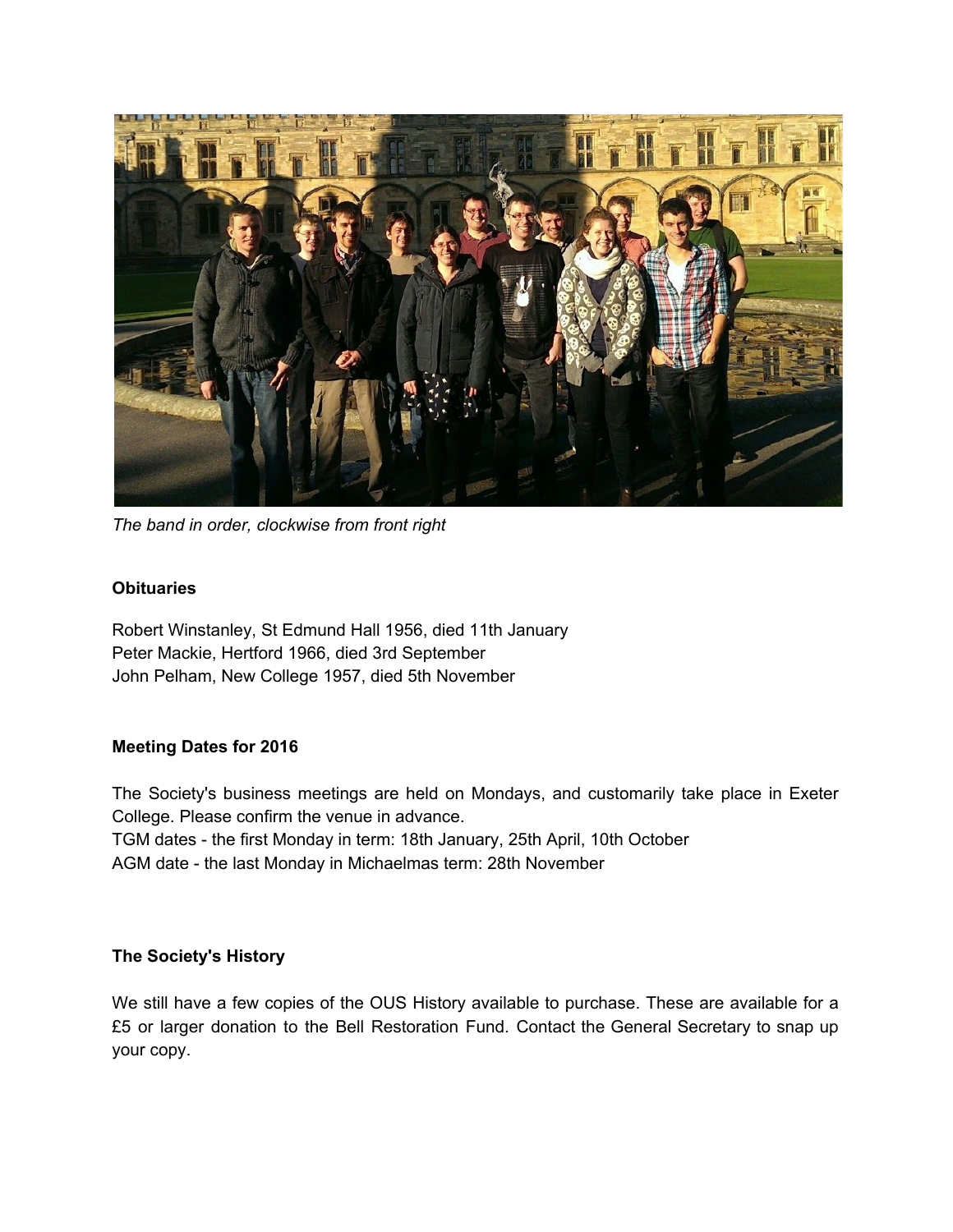*The band in order, clockwise from front right*

**Obituaries**

Robert Winstanley, St Edmund Hall 1956, died 11th January
Peter Mackie, Hertford 1966, died 3rd September
John Pelham, New College 1957, died 5th November

**Meeting Dates for 2016**

The Society's business meetings are held on Mondays, and customarily take place in Exeter College. Please confirm the venue in advance.
TGM dates - the first Monday in term: 18th January, 25th April, 10th October
AGM date - the last Monday in Michaelmas term: 28th November

**The Society's History**

We still have a few copies of the OUS History available to purchase. These are available for a £5 or larger donation to the Bell Restoration Fund. Contact the General Secretary to snap up your copy.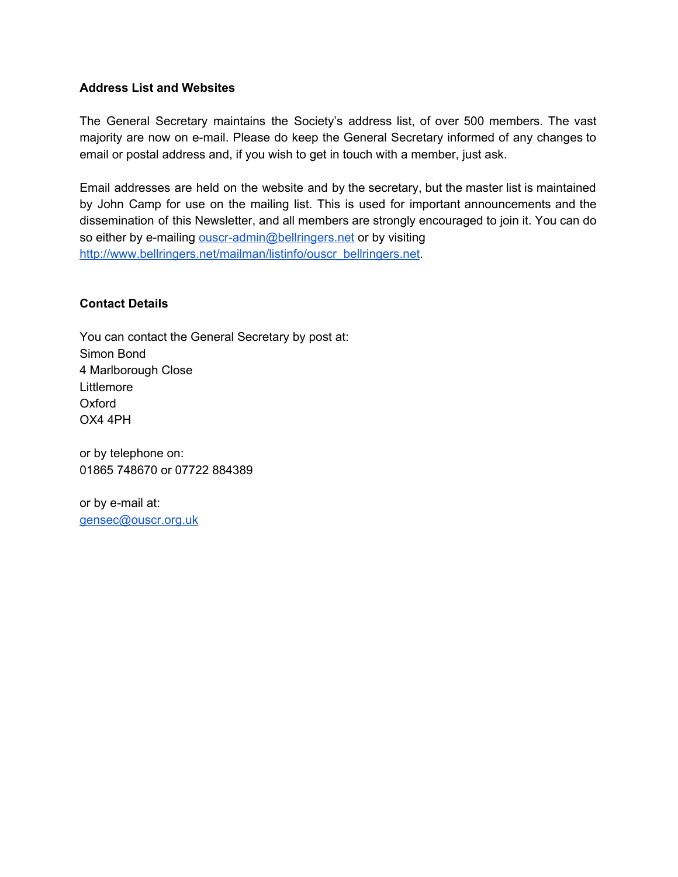**Address List and Websites**

The General Secretary maintains the Society's address list, of over 500 members. The vast majority are now on e-mail. Please do keep the General Secretary informed of any changes to email or postal address and, if you wish to get in touch with a member, just ask.

Email addresses are held on the website and by the secretary, but the master list is maintained by John Camp for use on the mailing list. This is used for important announcements and the dissemination of this Newsletter, and all members are strongly encouraged to join it. You can do so either by e-mailing ouscr-admin@bellringers.net or by visiting http://www.bellringers.net/mailman/listinfo/ouscr_bellringers.net.

**Contact Details**

You can contact the General Secretary by post at:
Simon Bond
4 Marlborough Close
Littlemore
Oxford
OX4 4PH

or by telephone on:
01865 748670 or 07722 884389

or by e-mail at:
gensec@ouscr.org.uk